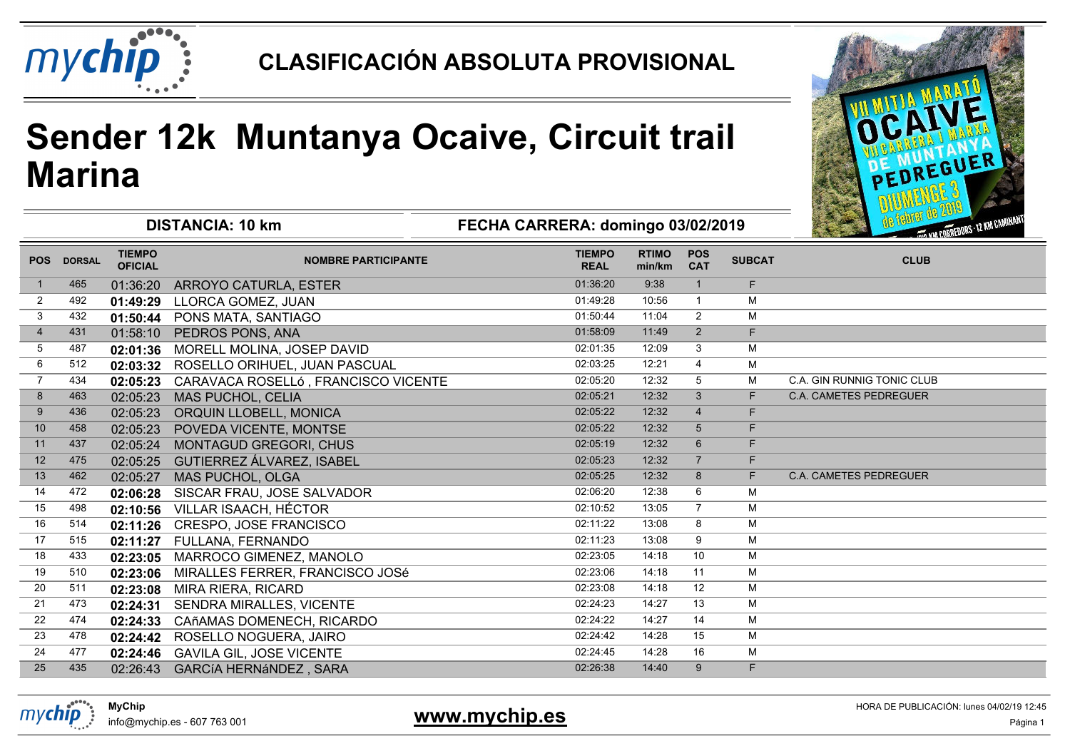## CLASIFICACIÓN ABSOLUTA PROVISIONAL

# Sender 12k Muntanya Ocaive, Circuit trail Marina

**DISTANCIA: 10 km** | **FECHA CARRERA: domingo 03/02/2019**

| POS | DORSAL | TIEMPO OFICIAL | NOMBRE PARTICIPANTE | TIEMPO REAL | RTIMO min/km | POS CAT | SUBCAT | CLUB |
|---|---|---|---|---|---|---|---|---|
| 1 | 465 | 01:36:20 | ARROYO CATURLA, ESTER | 01:36:20 | 9:38 | 1 | F | |
| 2 | 492 | **01:49:29** | LLORCA GOMEZ, JUAN | 01:49:28 | 10:56 | 1 | M | |
| 3 | 432 | **01:50:44** | PONS MATA, SANTIAGO | 01:50:44 | 11:04 | 2 | M | |
| 4 | 431 | 01:58:10 | PEDROS PONS, ANA | 01:58:09 | 11:49 | 2 | F | |
| 5 | 487 | **02:01:36** | MORELL MOLINA, JOSEP DAVID | 02:01:35 | 12:09 | 3 | M | |
| 6 | 512 | **02:03:32** | ROSELLO ORIHUEL, JUAN PASCUAL | 02:03:25 | 12:21 | 4 | M | |
| 7 | 434 | **02:05:23** | CARAVACA ROSELLó , FRANCISCO VICENTE | 02:05:20 | 12:32 | 5 | M | C.A. GIN RUNNIG TONIC CLUB |
| 8 | 463 | 02:05:23 | MAS PUCHOL, CELIA | 02:05:21 | 12:32 | 3 | F | C.A. CAMETES PEDREGUER |
| 9 | 436 | 02:05:23 | ORQUIN LLOBELL, MONICA | 02:05:22 | 12:32 | 4 | F | |
| 10 | 458 | 02:05:23 | POVEDA VICENTE, MONTSE | 02:05:22 | 12:32 | 5 | F | |
| 11 | 437 | 02:05:24 | MONTAGUD GREGORI, CHUS | 02:05:19 | 12:32 | 6 | F | |
| 12 | 475 | 02:05:25 | GUTIERREZ ÁLVAREZ, ISABEL | 02:05:23 | 12:32 | 7 | F | |
| 13 | 462 | 02:05:27 | MAS PUCHOL, OLGA | 02:05:25 | 12:32 | 8 | F | C.A. CAMETES PEDREGUER |
| 14 | 472 | **02:06:28** | SISCAR FRAU, JOSE SALVADOR | 02:06:20 | 12:38 | 6 | M | |
| 15 | 498 | **02:10:56** | VILLAR ISAACH, HÉCTOR | 02:10:52 | 13:05 | 7 | M | |
| 16 | 514 | **02:11:26** | CRESPO, JOSE FRANCISCO | 02:11:22 | 13:08 | 8 | M | |
| 17 | 515 | **02:11:27** | FULLANA, FERNANDO | 02:11:23 | 13:08 | 9 | M | |
| 18 | 433 | **02:23:05** | MARROCO GIMENEZ, MANOLO | 02:23:05 | 14:18 | 10 | M | |
| 19 | 510 | **02:23:06** | MIRALLES FERRER, FRANCISCO JOSé | 02:23:06 | 14:18 | 11 | M | |
| 20 | 511 | **02:23:08** | MIRA RIERA, RICARD | 02:23:08 | 14:18 | 12 | M | |
| 21 | 473 | **02:24:31** | SENDRA MIRALLES, VICENTE | 02:24:23 | 14:27 | 13 | M | |
| 22 | 474 | **02:24:33** | CAñAMAS DOMENECH, RICARDO | 02:24:22 | 14:27 | 14 | M | |
| 23 | 478 | **02:24:42** | ROSELLO NOGUERA, JAIRO | 02:24:42 | 14:28 | 15 | M | |
| 24 | 477 | **02:24:46** | GAVILA GIL, JOSE VICENTE | 02:24:45 | 14:28 | 16 | M | |
| 25 | 435 | 02:26:43 | GARCíA HERNáNDEZ , SARA | 02:26:38 | 14:40 | 9 | F | |

**MyChip**
info@mychip.es - 607 763 001

**www.mychip.es**

HORA DE PUBLICACIÓN: lunes 04/02/19 12:45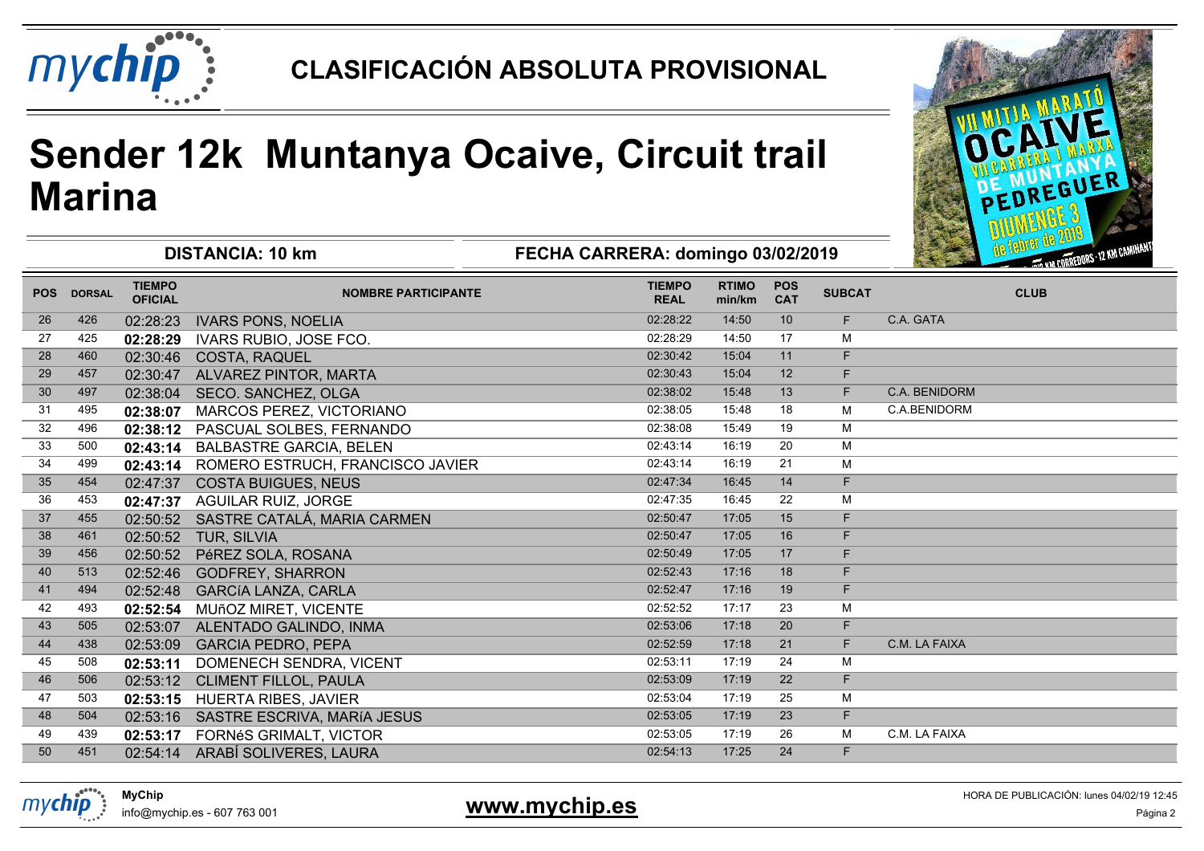# CLASIFICACIÓN ABSOLUTA PROVISIONAL

# Sender 12k Muntanya Ocaive, Circuit trail Marina

**DISTANCIA: 10 km** **FECHA CARRERA: domingo 03/02/2019**

| POS | DORSAL | TIEMPO OFICIAL | NOMBRE PARTICIPANTE | TIEMPO REAL | RTIMO min/km | POS CAT | SUBCAT | CLUB |
|---|---|---|---|---|---|---|---|---|
| 26 | 426 | 02:28:23 | IVARS PONS, NOELIA | 02:28:22 | 14:50 | 10 | F | C.A. GATA |
| 27 | 425 | **02:28:29** | IVARS RUBIO, JOSE FCO. | 02:28:29 | 14:50 | 17 | M | |
| 28 | 460 | 02:30:46 | COSTA, RAQUEL | 02:30:42 | 15:04 | 11 | F | |
| 29 | 457 | 02:30:47 | ALVAREZ PINTOR, MARTA | 02:30:43 | 15:04 | 12 | F | |
| 30 | 497 | 02:38:04 | SECO. SANCHEZ, OLGA | 02:38:02 | 15:48 | 13 | F | C.A. BENIDORM |
| 31 | 495 | **02:38:07** | MARCOS PEREZ, VICTORIANO | 02:38:05 | 15:48 | 18 | M | C.A.BENIDORM |
| 32 | 496 | **02:38:12** | PASCUAL SOLBES, FERNANDO | 02:38:08 | 15:49 | 19 | M | |
| 33 | 500 | **02:43:14** | BALBASTRE GARCIA, BELEN | 02:43:14 | 16:19 | 20 | M | |
| 34 | 499 | **02:43:14** | ROMERO ESTRUCH, FRANCISCO JAVIER | 02:43:14 | 16:19 | 21 | M | |
| 35 | 454 | 02:47:37 | COSTA BUIGUES, NEUS | 02:47:34 | 16:45 | 14 | F | |
| 36 | 453 | **02:47:37** | AGUILAR RUIZ, JORGE | 02:47:35 | 16:45 | 22 | M | |
| 37 | 455 | 02:50:52 | SASTRE CATALÁ, MARIA CARMEN | 02:50:47 | 17:05 | 15 | F | |
| 38 | 461 | 02:50:52 | TUR, SILVIA | 02:50:47 | 17:05 | 16 | F | |
| 39 | 456 | 02:50:52 | PéREZ SOLA, ROSANA | 02:50:49 | 17:05 | 17 | F | |
| 40 | 513 | 02:52:46 | GODFREY, SHARRON | 02:52:43 | 17:16 | 18 | F | |
| 41 | 494 | 02:52:48 | GARCíA LANZA, CARLA | 02:52:47 | 17:16 | 19 | F | |
| 42 | 493 | **02:52:54** | MUñOZ MIRET, VICENTE | 02:52:52 | 17:17 | 23 | M | |
| 43 | 505 | 02:53:07 | ALENTADO GALINDO, INMA | 02:53:06 | 17:18 | 20 | F | |
| 44 | 438 | 02:53:09 | GARCIA PEDRO, PEPA | 02:52:59 | 17:18 | 21 | F | C.M. LA FAIXA |
| 45 | 508 | **02:53:11** | DOMENECH SENDRA, VICENT | 02:53:11 | 17:19 | 24 | M | |
| 46 | 506 | 02:53:12 | CLIMENT FILLOL, PAULA | 02:53:09 | 17:19 | 22 | F | |
| 47 | 503 | **02:53:15** | HUERTA RIBES, JAVIER | 02:53:04 | 17:19 | 25 | M | |
| 48 | 504 | 02:53:16 | SASTRE ESCRIVA, MARíA JESUS | 02:53:05 | 17:19 | 23 | F | |
| 49 | 439 | **02:53:17** | FORNéS GRIMALT, VICTOR | 02:53:05 | 17:19 | 26 | M | C.M. LA FAIXA |
| 50 | 451 | 02:54:14 | ARABÍ SOLIVERES, LAURA | 02:54:13 | 17:25 | 24 | F | |

**MyChip**
info@mychip.es - 607 763 001

**www.mychip.es**

HORA DE PUBLICACIÓN: lunes 04/02/19 12:45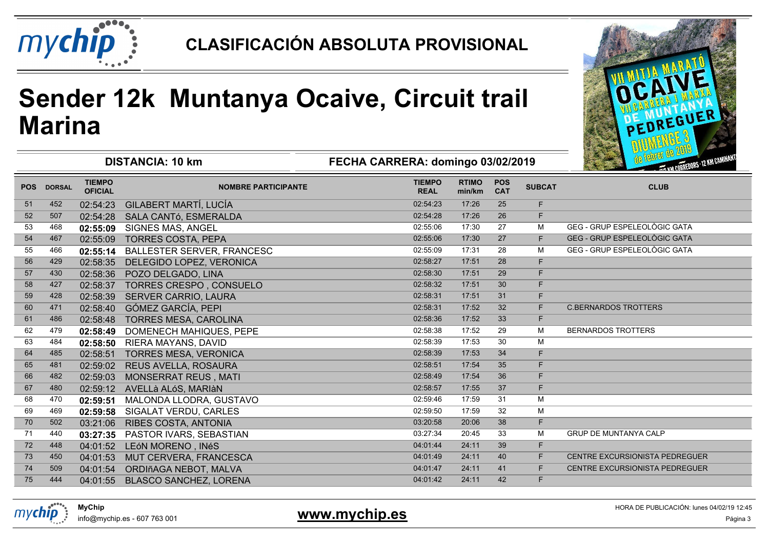# CLASIFICACIÓN ABSOLUTA PROVISIONAL

# Sender 12k Muntanya Ocaive, Circuit trail Marina

**DISTANCIA: 10 km** | **FECHA CARRERA: domingo 03/02/2019**

| POS | DORSAL | TIEMPO OFICIAL | NOMBRE PARTICIPANTE | TIEMPO REAL | RTIMO min/km | POS CAT | SUBCAT | CLUB |
|---|---|---|---|---|---|---|---|---|
| 51 | 452 | 02:54:23 | GILABERT MARTÍ, LUCÍA | 02:54:23 | 17:26 | 25 | F | |
| 52 | 507 | 02:54:28 | SALA CANTó, ESMERALDA | 02:54:28 | 17:26 | 26 | F | |
| 53 | 468 | **02:55:09** | SIGNES MAS, ANGEL | 02:55:06 | 17:30 | 27 | M | GEG - GRUP ESPELEOLÒGIC GATA |
| 54 | 467 | 02:55:09 | TORRES COSTA, PEPA | 02:55:06 | 17:30 | 27 | F | GEG - GRUP ESPELEOLÒGIC GATA |
| 55 | 466 | **02:55:14** | BALLESTER SERVER, FRANCESC | 02:55:09 | 17:31 | 28 | M | GEG - GRUP ESPELEOLÒGIC GATA |
| 56 | 429 | 02:58:35 | DELEGIDO LOPEZ, VERONICA | 02:58:27 | 17:51 | 28 | F | |
| 57 | 430 | 02:58:36 | POZO DELGADO, LINA | 02:58:30 | 17:51 | 29 | F | |
| 58 | 427 | 02:58:37 | TORRES CRESPO , CONSUELO | 02:58:32 | 17:51 | 30 | F | |
| 59 | 428 | 02:58:39 | SERVER CARRIO, LAURA | 02:58:31 | 17:51 | 31 | F | |
| 60 | 471 | 02:58:40 | GÓMEZ GARCÍA, PEPI | 02:58:31 | 17:52 | 32 | F | C.BERNARDOS TROTTERS |
| 61 | 486 | 02:58:48 | TORRES MESA, CAROLINA | 02:58:36 | 17:52 | 33 | F | |
| 62 | 479 | **02:58:49** | DOMENECH MAHIQUES, PEPE | 02:58:38 | 17:52 | 29 | M | BERNARDOS TROTTERS |
| 63 | 484 | **02:58:50** | RIERA MAYANS, DAVID | 02:58:39 | 17:53 | 30 | M | |
| 64 | 485 | 02:58:51 | TORRES MESA, VERONICA | 02:58:39 | 17:53 | 34 | F | |
| 65 | 481 | 02:59:02 | REUS AVELLA, ROSAURA | 02:58:51 | 17:54 | 35 | F | |
| 66 | 482 | 02:59:03 | MONSERRAT REUS , MATI | 02:58:49 | 17:54 | 36 | F | |
| 67 | 480 | 02:59:12 | AVELLà ALóS, MARIàN | 02:58:57 | 17:55 | 37 | F | |
| 68 | 470 | **02:59:51** | MALONDA LLODRA, GUSTAVO | 02:59:46 | 17:59 | 31 | M | |
| 69 | 469 | **02:59:58** | SIGALAT VERDU, CARLES | 02:59:50 | 17:59 | 32 | M | |
| 70 | 502 | 03:21:06 | RIBES COSTA, ANTONIA | 03:20:58 | 20:06 | 38 | F | |
| 71 | 440 | **03:27:35** | PASTOR IVARS, SEBASTIAN | 03:27:34 | 20:45 | 33 | M | GRUP DE MUNTANYA CALP |
| 72 | 448 | 04:01:52 | LEóN MORENO , INéS | 04:01:44 | 24:11 | 39 | F | |
| 73 | 450 | 04:01:53 | MUT CERVERA, FRANCESCA | 04:01:49 | 24:11 | 40 | F | CENTRE EXCURSIONISTA PEDREGUER |
| 74 | 509 | 04:01:54 | ORDIñAGA NEBOT, MALVA | 04:01:47 | 24:11 | 41 | F | CENTRE EXCURSIONISTA PEDREGUER |
| 75 | 444 | 04:01:55 | BLASCO SANCHEZ, LORENA | 04:01:42 | 24:11 | 42 | F | |

**MyChip**
info@mychip.es - 607 763 001

**www.mychip.es**

HORA DE PUBLICACIÓN: lunes 04/02/19 12:45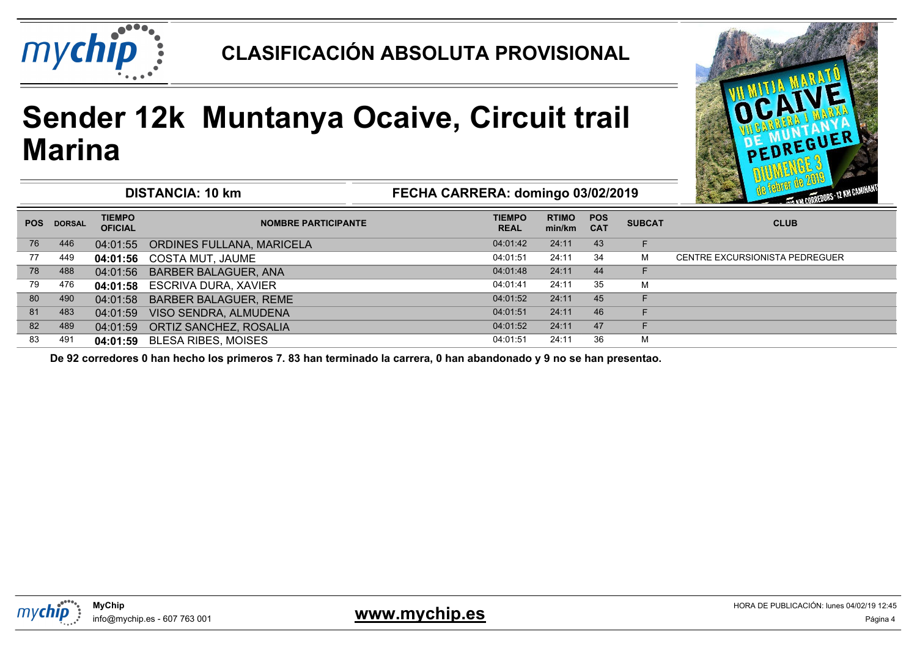# CLASIFICACIÓN ABSOLUTA PROVISIONAL

# Sender 12k Muntanya Ocaive, Circuit trail Marina

**DISTANCIA: 10 km** — **FECHA CARRERA: domingo 03/02/2019**

| POS | DORSAL | TIEMPO OFICIAL | NOMBRE PARTICIPANTE | TIEMPO REAL | RTIMO min/km | POS CAT | SUBCAT | CLUB |
|---|---|---|---|---|---|---|---|---|
| 76 | 446 | 04:01:55 | ORDINES FULLANA, MARICELA | 04:01:42 | 24:11 | 43 | F | |
| 77 | 449 | **04:01:56** | COSTA MUT, JAUME | 04:01:51 | 24:11 | 34 | M | CENTRE EXCURSIONISTA PEDREGUER |
| 78 | 488 | 04:01:56 | BARBER BALAGUER, ANA | 04:01:48 | 24:11 | 44 | F | |
| 79 | 476 | **04:01:58** | ESCRIVA DURA, XAVIER | 04:01:41 | 24:11 | 35 | M | |
| 80 | 490 | 04:01:58 | BARBER BALAGUER, REME | 04:01:52 | 24:11 | 45 | F | |
| 81 | 483 | 04:01:59 | VISO SENDRA, ALMUDENA | 04:01:51 | 24:11 | 46 | F | |
| 82 | 489 | 04:01:59 | ORTIZ SANCHEZ, ROSALIA | 04:01:52 | 24:11 | 47 | F | |
| 83 | 491 | **04:01:59** | BLESA RIBES, MOISES | 04:01:51 | 24:11 | 36 | M | |

**De 92 corredores 0 han hecho los primeros 7. 83 han terminado la carrera, 0 han abandonado y 9 no se han presentao.**

**MyChip**
info@mychip.es - 607 763 001

**www.mychip.es**

HORA DE PUBLICACIÓN: lunes 04/02/19 12:45